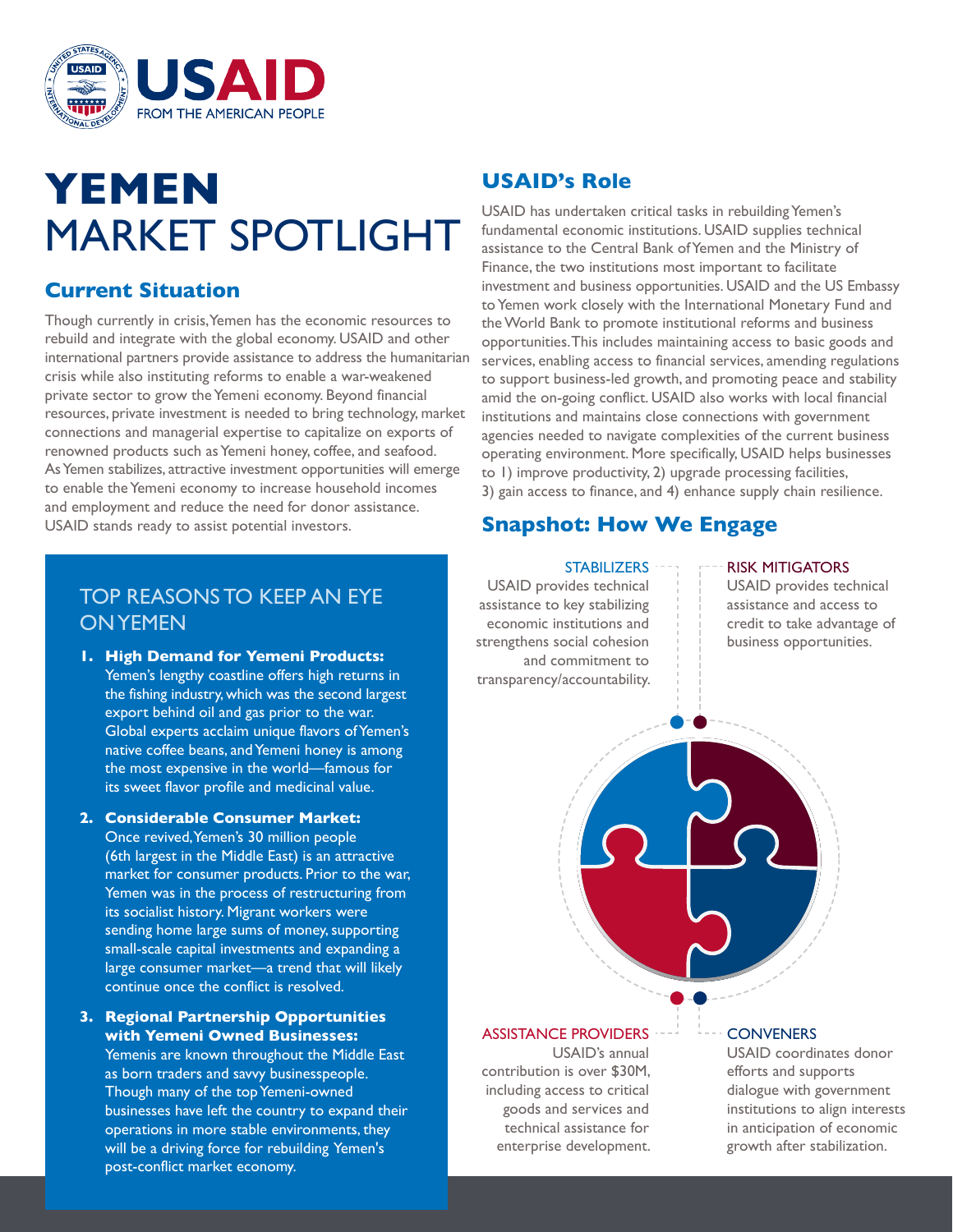# YEMEN MARKET SPOTLIGHT

## Current Situation

Though currently in crisis, Yemen has the economic resources to rebuild and integrate with the global economy. USAID and other international partners provide assistance to address the humanitarian crisis while also instituting reforms to enable a war-weakened private sector to grow the Yemeni economy. Beyond financial resources, private investment is needed to bring technology, market connections and managerial expertise to capitalize on exports of renowned products such as Yemeni honey, coffee, and seafood. As Yemen stabilizes, attractive investment opportunities will emerge to enable the Yemeni economy to increase household incomes and employment and reduce the need for donor assistance. USAID stands ready to assist potential investors.

### TOP REASONS TO KEEP AN EYE ON YEMEN

1. **High Demand for Yemeni Products:** Yemen's lengthy coastline offers high returns in the fishing industry, which was the second largest export behind oil and gas prior to the war. Global experts acclaim unique flavors of Yemen's native coffee beans, and Yemeni honey is among the most expensive in the world—famous for its sweet flavor profile and medicinal value.
2. **Considerable Consumer Market:** Once revived, Yemen's 30 million people (6th largest in the Middle East) is an attractive market for consumer products. Prior to the war, Yemen was in the process of restructuring from its socialist history. Migrant workers were sending home large sums of money, supporting small-scale capital investments and expanding a large consumer market—a trend that will likely continue once the conflict is resolved.
3. **Regional Partnership Opportunities with Yemeni Owned Businesses:** Yemenis are known throughout the Middle East as born traders and savvy businesspeople. Though many of the top Yemeni-owned businesses have left the country to expand their operations in more stable environments, they will be a driving force for rebuilding Yemen's post-conflict market economy.

## USAID's Role

USAID has undertaken critical tasks in rebuilding Yemen's fundamental economic institutions. USAID supplies technical assistance to the Central Bank of Yemen and the Ministry of Finance, the two institutions most important to facilitate investment and business opportunities. USAID and the US Embassy to Yemen work closely with the International Monetary Fund and the World Bank to promote institutional reforms and business opportunities. This includes maintaining access to basic goods and services, enabling access to financial services, amending regulations to support business-led growth, and promoting peace and stability amid the on-going conflict. USAID also works with local financial institutions and maintains close connections with government agencies needed to navigate complexities of the current business operating environment. More specifically, USAID helps businesses to 1) improve productivity, 2) upgrade processing facilities, 3) gain access to finance, and 4) enhance supply chain resilience.

## Snapshot: How We Engage

**STABILIZERS**
USAID provides technical assistance to key stabilizing economic institutions and strengthens social cohesion and commitment to transparency/accountability.

**RISK MITIGATORS**
USAID provides technical assistance and access to credit to take advantage of business opportunities.

**ASSISTANCE PROVIDERS**
USAID's annual contribution is over $30M, including access to critical goods and services and technical assistance for enterprise development.

**CONVENERS**
USAID coordinates donor efforts and supports dialogue with government institutions to align interests in anticipation of economic growth after stabilization.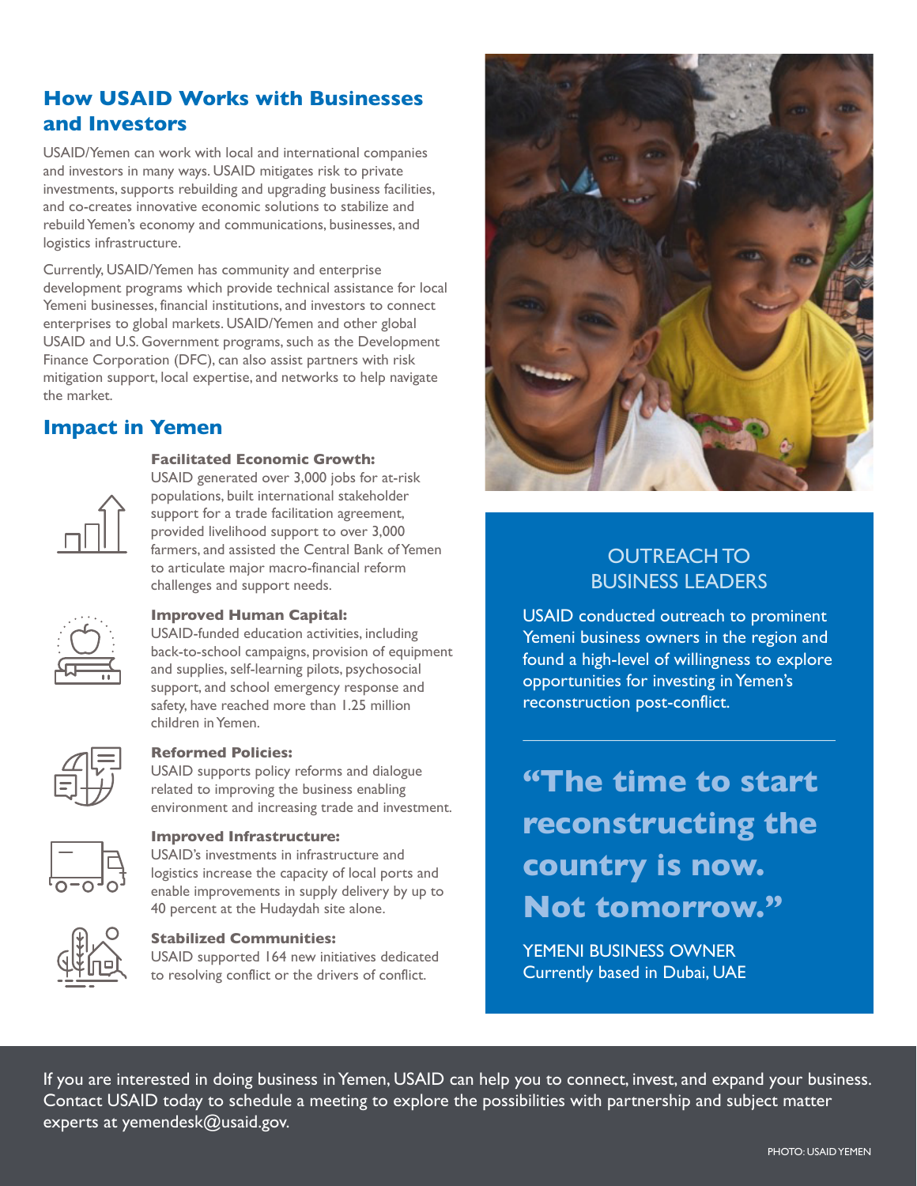## How USAID Works with Businesses and Investors

USAID/Yemen can work with local and international companies and investors in many ways. USAID mitigates risk to private investments, supports rebuilding and upgrading business facilities, and co-creates innovative economic solutions to stabilize and rebuild Yemen's economy and communications, businesses, and logistics infrastructure.

Currently, USAID/Yemen has community and enterprise development programs which provide technical assistance for local Yemeni businesses, financial institutions, and investors to connect enterprises to global markets. USAID/Yemen and other global USAID and U.S. Government programs, such as the Development Finance Corporation (DFC), can also assist partners with risk mitigation support, local expertise, and networks to help navigate the market.

## Impact in Yemen

**Facilitated Economic Growth:**
USAID generated over 3,000 jobs for at-risk populations, built international stakeholder support for a trade facilitation agreement, provided livelihood support to over 3,000 farmers, and assisted the Central Bank of Yemen to articulate major macro-financial reform challenges and support needs.

**Improved Human Capital:**
USAID-funded education activities, including back-to-school campaigns, provision of equipment and supplies, self-learning pilots, psychosocial support, and school emergency response and safety, have reached more than 1.25 million children in Yemen.

**Reformed Policies:**
USAID supports policy reforms and dialogue related to improving the business enabling environment and increasing trade and investment.

**Improved Infrastructure:**
USAID's investments in infrastructure and logistics increase the capacity of local ports and enable improvements in supply delivery by up to 40 percent at the Hudaydah site alone.

**Stabilized Communities:**
USAID supported 164 new initiatives dedicated to resolving conflict or the drivers of conflict.

### OUTREACH TO BUSINESS LEADERS

USAID conducted outreach to prominent Yemeni business owners in the region and found a high-level of willingness to explore opportunities for investing in Yemen's reconstruction post-conflict.

**"The time to start reconstructing the country is now. Not tomorrow."**

YEMENI BUSINESS OWNER
Currently based in Dubai, UAE

If you are interested in doing business in Yemen, USAID can help you to connect, invest, and expand your business. Contact USAID today to schedule a meeting to explore the possibilities with partnership and subject matter experts at yemendesk@usaid.gov.

PHOTO: USAID YEMEN